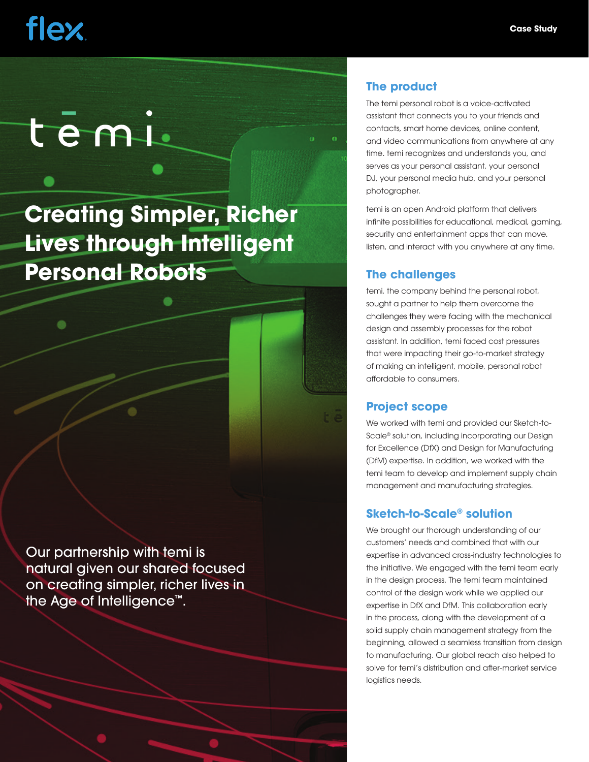flex

Case Study

temi

# Creating Simpler, Richer Lives through Intelligent Personal Robots

Our partnership with temi is natural given our shared focused on creating simpler, richer lives in the Age of Intelligence™.

## The product

The temi personal robot is a voice-activated assistant that connects you to your friends and contacts, smart home devices, online content, and video communications from anywhere at any time. temi recognizes and understands you, and serves as your personal assistant, your personal DJ, your personal media hub, and your personal photographer.

temi is an open Android platform that delivers infinite possibilities for educational, medical, gaming, security and entertainment apps that can move, listen, and interact with you anywhere at any time.

## The challenges

temi, the company behind the personal robot, sought a partner to help them overcome the challenges they were facing with the mechanical design and assembly processes for the robot assistant. In addition, temi faced cost pressures that were impacting their go-to-market strategy of making an intelligent, mobile, personal robot affordable to consumers.

## Project scope

We worked with temi and provided our Sketch-to-Scale® solution, including incorporating our Design for Excellence (DfX) and Design for Manufacturing (DfM) expertise. In addition, we worked with the temi team to develop and implement supply chain management and manufacturing strategies.

## Sketch-to-Scale® solution

We brought our thorough understanding of our customers' needs and combined that with our expertise in advanced cross-industry technologies to the initiative. We engaged with the temi team early in the design process. The temi team maintained control of the design work while we applied our expertise in DfX and DfM. This collaboration early in the process, along with the development of a solid supply chain management strategy from the beginning, allowed a seamless transition from design to manufacturing. Our global reach also helped to solve for temi's distribution and after-market service logistics needs.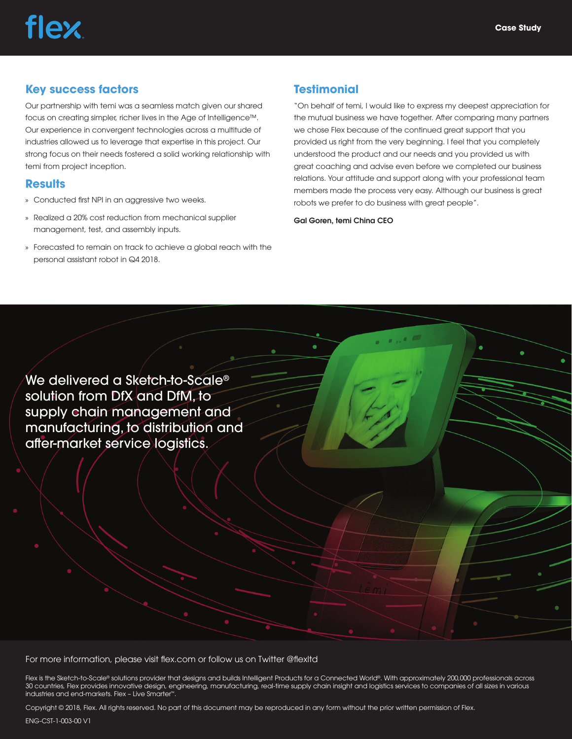## Key success factors

Our partnership with temi was a seamless match given our shared focus on creating simpler, richer lives in the Age of Intelligence™. Our experience in convergent technologies across a multitude of industries allowed us to leverage that expertise in this project. Our strong focus on their needs fostered a solid working relationship with temi from project inception.

## Results

- Conducted first NPI in an aggressive two weeks.
- Realized a 20% cost reduction from mechanical supplier management, test, and assembly inputs.
- Forecasted to remain on track to achieve a global reach with the personal assistant robot in Q4 2018.

## Testimonial

"On behalf of temi, I would like to express my deepest appreciation for the mutual business we have together. After comparing many partners we chose Flex because of the continued great support that you provided us right from the very beginning. I feel that you completely understood the product and our needs and you provided us with great coaching and advise even before we completed our business relations. Your attitude and support along with your professional team members made the process very easy. Although our business is great robots we prefer to do business with great people".

**Gal Goren, temi China CEO**

We delivered a Sketch-to-Scale® solution from DfX and DfM, to supply chain management and manufacturing, to distribution and after-market service logistics.

For more information, please visit flex.com or follow us on Twitter @flexltd

Flex is the Sketch-to-Scale® solutions provider that designs and builds Intelligent Products for a Connected World®. With approximately 200,000 professionals across 30 countries, Flex provides innovative design, engineering, manufacturing, real-time supply chain insight and logistics services to companies of all sizes in various industries and end-markets. Flex – Live Smarter™.

Copyright © 2018, Flex. All rights reserved. No part of this document may be reproduced in any form without the prior written permission of Flex.

ENG-CST-1-003-00 V1